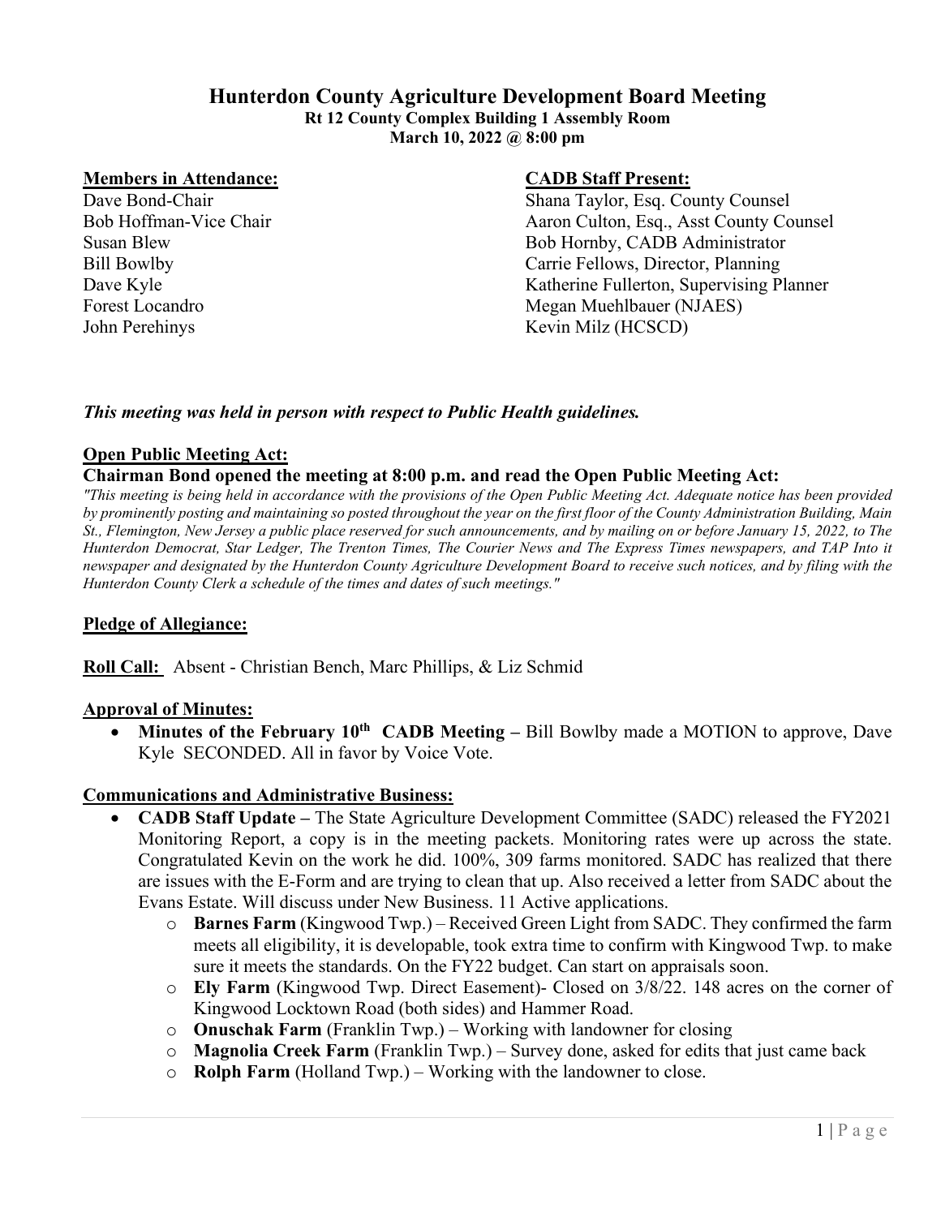# Hunterdon County Agriculture Development Board Meeting

**Rt 12 County Complex Building 1 Assembly Room**
**March 10, 2022 @ 8:00 pm**

**Members in Attendance:**

Dave Bond-Chair
Bob Hoffman-Vice Chair
Susan Blew
Bill Bowlby
Dave Kyle
Forest Locandro
John Perehinys

**CADB Staff Present:**

Shana Taylor, Esq. County Counsel
Aaron Culton, Esq., Asst County Counsel
Bob Hornby, CADB Administrator
Carrie Fellows, Director, Planning
Katherine Fullerton, Supervising Planner
Megan Muehlbauer (NJAES)
Kevin Milz (HCSCD)

***This meeting was held in person with respect to Public Health guidelines.***

**Open Public Meeting Act:**

**Chairman Bond opened the meeting at 8:00 p.m. and read the Open Public Meeting Act:**

*"This meeting is being held in accordance with the provisions of the Open Public Meeting Act. Adequate notice has been provided by prominently posting and maintaining so posted throughout the year on the first floor of the County Administration Building, Main St., Flemington, New Jersey a public place reserved for such announcements, and by mailing on or before January 15, 2022, to The Hunterdon Democrat, Star Ledger, The Trenton Times, The Courier News and The Express Times newspapers, and TAP Into it newspaper and designated by the Hunterdon County Agriculture Development Board to receive such notices, and by filing with the Hunterdon County Clerk a schedule of the times and dates of such meetings."*

**Pledge of Allegiance:**

**Roll Call:** Absent - Christian Bench, Marc Phillips, & Liz Schmid

**Approval of Minutes:**

- **Minutes of the February 10th CADB Meeting –** Bill Bowlby made a MOTION to approve, Dave Kyle SECONDED. All in favor by Voice Vote.

**Communications and Administrative Business:**

- **CADB Staff Update –** The State Agriculture Development Committee (SADC) released the FY2021 Monitoring Report, a copy is in the meeting packets. Monitoring rates were up across the state. Congratulated Kevin on the work he did. 100%, 309 farms monitored. SADC has realized that there are issues with the E-Form and are trying to clean that up. Also received a letter from SADC about the Evans Estate. Will discuss under New Business. 11 Active applications.
  - **Barnes Farm** (Kingwood Twp.) – Received Green Light from SADC. They confirmed the farm meets all eligibility, it is developable, took extra time to confirm with Kingwood Twp. to make sure it meets the standards. On the FY22 budget. Can start on appraisals soon.
  - **Ely Farm** (Kingwood Twp. Direct Easement)- Closed on 3/8/22. 148 acres on the corner of Kingwood Locktown Road (both sides) and Hammer Road.
  - **Onuschak Farm** (Franklin Twp.) – Working with landowner for closing
  - **Magnolia Creek Farm** (Franklin Twp.) – Survey done, asked for edits that just came back
  - **Rolph Farm** (Holland Twp.) – Working with the landowner to close.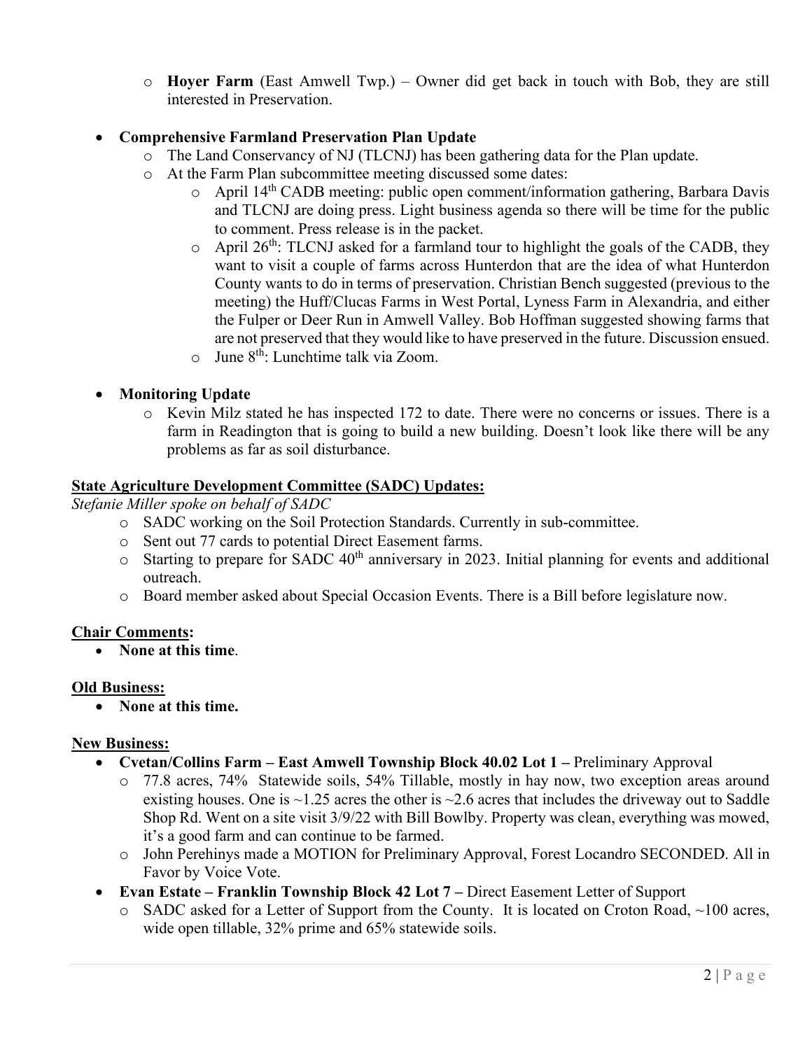- **Hoyer Farm** (East Amwell Twp.) – Owner did get back in touch with Bob, they are still interested in Preservation.

- **Comprehensive Farmland Preservation Plan Update**
  - The Land Conservancy of NJ (TLCNJ) has been gathering data for the Plan update.
  - At the Farm Plan subcommittee meeting discussed some dates:
    - April 14th CADB meeting: public open comment/information gathering, Barbara Davis and TLCNJ are doing press. Light business agenda so there will be time for the public to comment. Press release is in the packet.
    - April 26th: TLCNJ asked for a farmland tour to highlight the goals of the CADB, they want to visit a couple of farms across Hunterdon that are the idea of what Hunterdon County wants to do in terms of preservation. Christian Bench suggested (previous to the meeting) the Huff/Clucas Farms in West Portal, Lyness Farm in Alexandria, and either the Fulper or Deer Run in Amwell Valley. Bob Hoffman suggested showing farms that are not preserved that they would like to have preserved in the future. Discussion ensued.
    - June 8th: Lunchtime talk via Zoom.

- **Monitoring Update**
  - Kevin Milz stated he has inspected 172 to date. There were no concerns or issues. There is a farm in Readington that is going to build a new building. Doesn't look like there will be any problems as far as soil disturbance.

**State Agriculture Development Committee (SADC) Updates:**

*Stefanie Miller spoke on behalf of SADC*

- SADC working on the Soil Protection Standards. Currently in sub-committee.
- Sent out 77 cards to potential Direct Easement farms.
- Starting to prepare for SADC 40th anniversary in 2023. Initial planning for events and additional outreach.
- Board member asked about Special Occasion Events. There is a Bill before legislature now.

**Chair Comments:**

- **None at this time**.

**Old Business:**

- **None at this time.**

**New Business:**

- **Cvetan/Collins Farm – East Amwell Township Block 40.02 Lot 1 –** Preliminary Approval
  - 77.8 acres, 74% Statewide soils, 54% Tillable, mostly in hay now, two exception areas around existing houses. One is ~1.25 acres the other is ~2.6 acres that includes the driveway out to Saddle Shop Rd. Went on a site visit 3/9/22 with Bill Bowlby. Property was clean, everything was mowed, it's a good farm and can continue to be farmed.
  - John Perehinys made a MOTION for Preliminary Approval, Forest Locandro SECONDED. All in Favor by Voice Vote.
- **Evan Estate – Franklin Township Block 42 Lot 7 –** Direct Easement Letter of Support
  - SADC asked for a Letter of Support from the County. It is located on Croton Road, ~100 acres, wide open tillable, 32% prime and 65% statewide soils.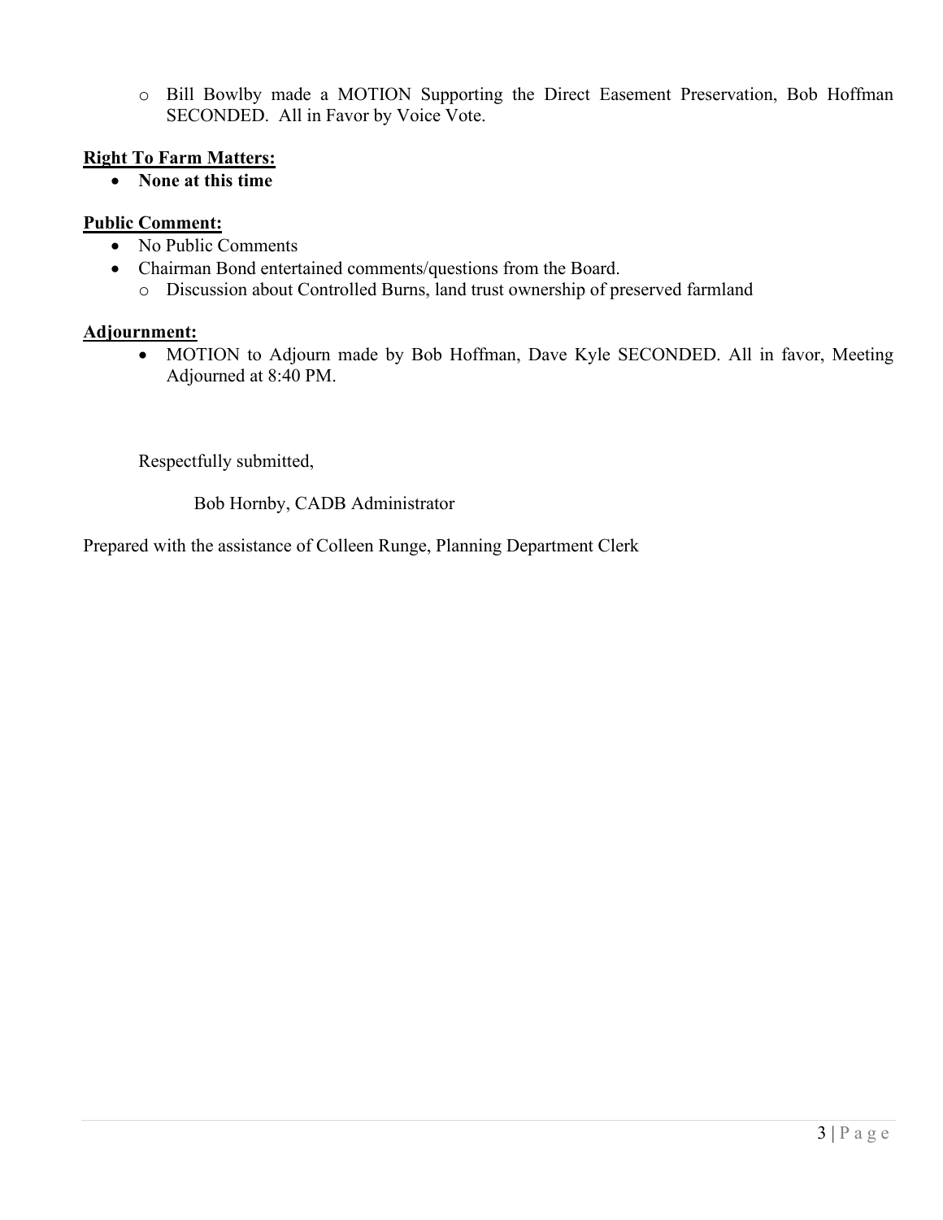- Bill Bowlby made a MOTION Supporting the Direct Easement Preservation, Bob Hoffman SECONDED. All in Favor by Voice Vote.

**Right To Farm Matters:**

- **None at this time**

**Public Comment:**

- No Public Comments
- Chairman Bond entertained comments/questions from the Board.
  - Discussion about Controlled Burns, land trust ownership of preserved farmland

**Adjournment:**

- MOTION to Adjourn made by Bob Hoffman, Dave Kyle SECONDED. All in favor, Meeting Adjourned at 8:40 PM.

Respectfully submitted,

Bob Hornby, CADB Administrator

Prepared with the assistance of Colleen Runge, Planning Department Clerk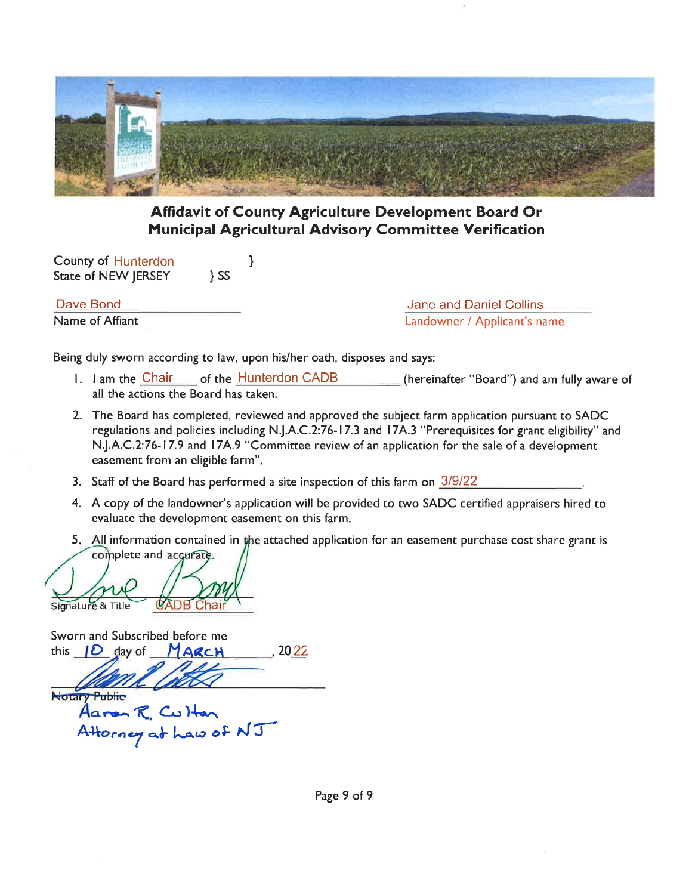# Affidavit of County Agriculture Development Board Or Municipal Agricultural Advisory Committee Verification

County of Hunterdon }
State of NEW JERSEY } SS

Dave Bond
Name of Affiant

Jane and Daniel Collins
Landowner / Applicant's name

Being duly sworn according to law, upon his/her oath, disposes and says:

1. I am the Chair of the Hunterdon CADB (hereinafter "Board") and am fully aware of all the actions the Board has taken.
2. The Board has completed, reviewed and approved the subject farm application pursuant to SADC regulations and policies including N.J.A.C.2:76-17.3 and 17A.3 "Prerequisites for grant eligibility" and N.J.A.C.2:76-17.9 and 17A.9 "Committee review of an application for the sale of a development easement from an eligible farm".
3. Staff of the Board has performed a site inspection of this farm on 3/9/22.
4. A copy of the landowner's application will be provided to two SADC certified appraisers hired to evaluate the development easement on this farm.
5. All information contained in the attached application for an easement purchase cost share grant is complete and accurate.

Dave Bond (signature)
Signature & Title CADB Chair

Sworn and Subscribed before me
this 10 day of MARCH, 2022

(signature)
~~Notary Public~~
Aaron R. Colton
Attorney at Law of NJ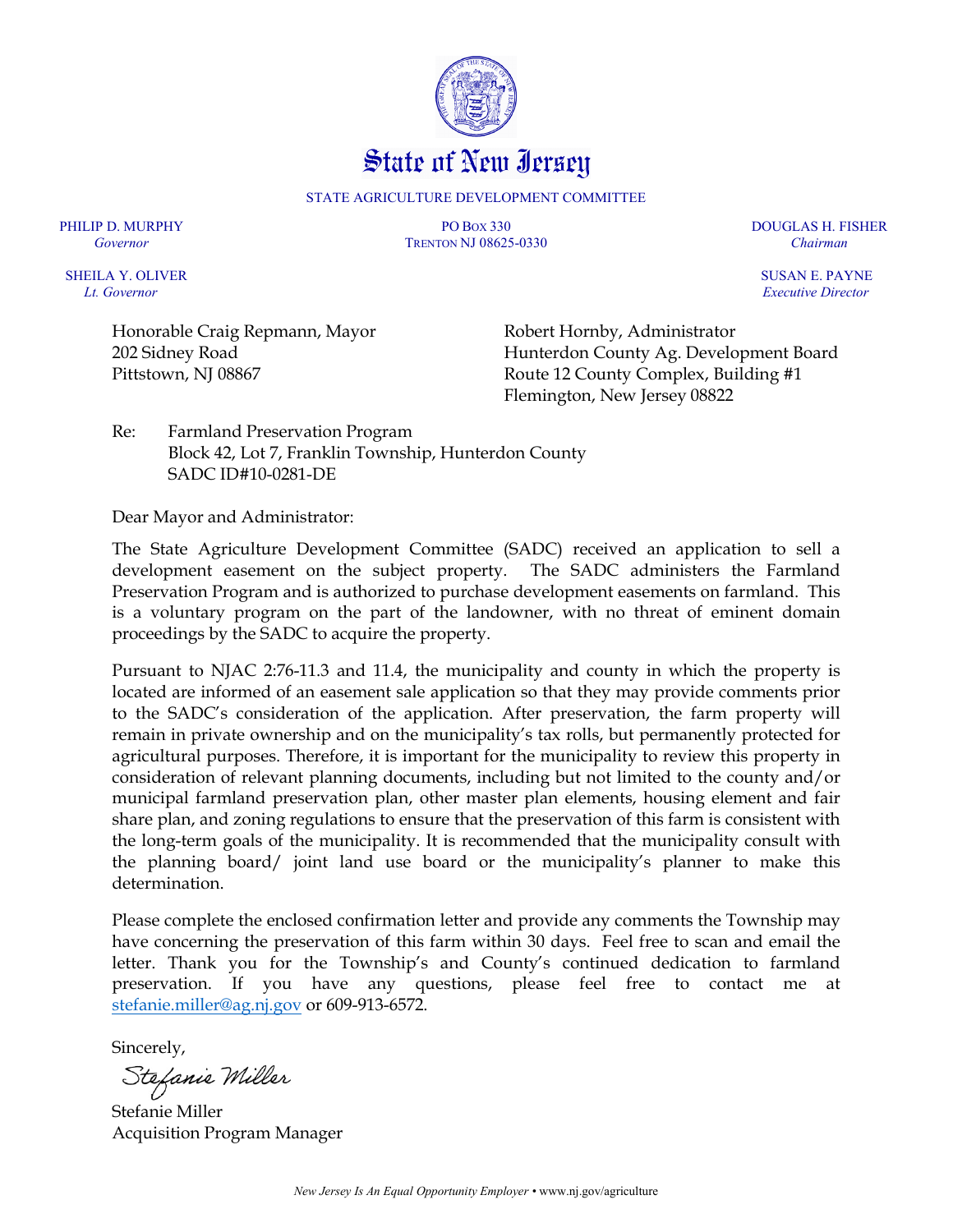# State of New Jersey

STATE AGRICULTURE DEVELOPMENT COMMITTEE

PHILIP D. MURPHY
*Governor*

SHEILA Y. OLIVER
*Lt. Governor*

PO BOX 330
TRENTON NJ 08625-0330

DOUGLAS H. FISHER
*Chairman*

SUSAN E. PAYNE
*Executive Director*

Honorable Craig Repmann, Mayor
202 Sidney Road
Pittstown, NJ 08867

Robert Hornby, Administrator
Hunterdon County Ag. Development Board
Route 12 County Complex, Building #1
Flemington, New Jersey 08822

Re: Farmland Preservation Program
Block 42, Lot 7, Franklin Township, Hunterdon County
SADC ID#10-0281-DE

Dear Mayor and Administrator:

The State Agriculture Development Committee (SADC) received an application to sell a development easement on the subject property. The SADC administers the Farmland Preservation Program and is authorized to purchase development easements on farmland. This is a voluntary program on the part of the landowner, with no threat of eminent domain proceedings by the SADC to acquire the property.

Pursuant to NJAC 2:76-11.3 and 11.4, the municipality and county in which the property is located are informed of an easement sale application so that they may provide comments prior to the SADC's consideration of the application. After preservation, the farm property will remain in private ownership and on the municipality's tax rolls, but permanently protected for agricultural purposes. Therefore, it is important for the municipality to review this property in consideration of relevant planning documents, including but not limited to the county and/or municipal farmland preservation plan, other master plan elements, housing element and fair share plan, and zoning regulations to ensure that the preservation of this farm is consistent with the long-term goals of the municipality. It is recommended that the municipality consult with the planning board/ joint land use board or the municipality's planner to make this determination.

Please complete the enclosed confirmation letter and provide any comments the Township may have concerning the preservation of this farm within 30 days. Feel free to scan and email the letter. Thank you for the Township's and County's continued dedication to farmland preservation. If you have any questions, please feel free to contact me at stefanie.miller@ag.nj.gov or 609-913-6572.

Sincerely,

*Stefanie Miller*

Stefanie Miller
Acquisition Program Manager

*New Jersey Is An Equal Opportunity Employer* • www.nj.gov/agriculture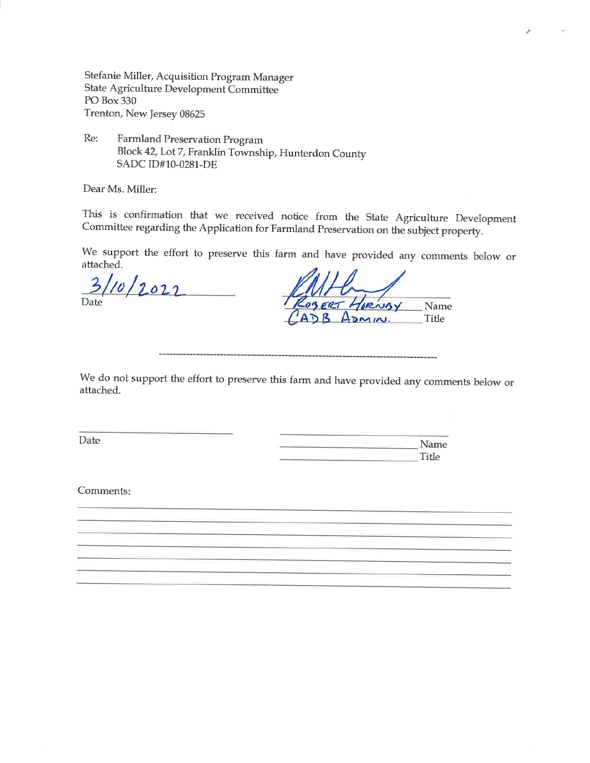Stefanie Miller, Acquisition Program Manager
State Agriculture Development Committee
PO Box 330
Trenton, New Jersey 08625

Re: Farmland Preservation Program
Block 42, Lot 7, Franklin Township, Hunterdon County
SADC ID#10-0281-DE

Dear Ms. Miller:

This is confirmation that we received notice from the State Agriculture Development Committee regarding the Application for Farmland Preservation on the subject property.

We support the effort to preserve this farm and have provided any comments below or attached.

3/10/2022
Date

ROBERT HORNBY Name
CADB ADMIN. Title

---

We do not support the effort to preserve this farm and have provided any comments below or attached.

\_\_\_\_\_\_\_\_\_\_\_\_\_\_\_\_\_\_\_\_
Date

\_\_\_\_\_\_\_\_\_\_\_\_\_\_\_\_\_\_\_\_ Name
\_\_\_\_\_\_\_\_\_\_\_\_\_\_\_\_\_\_\_\_ Title

Comments: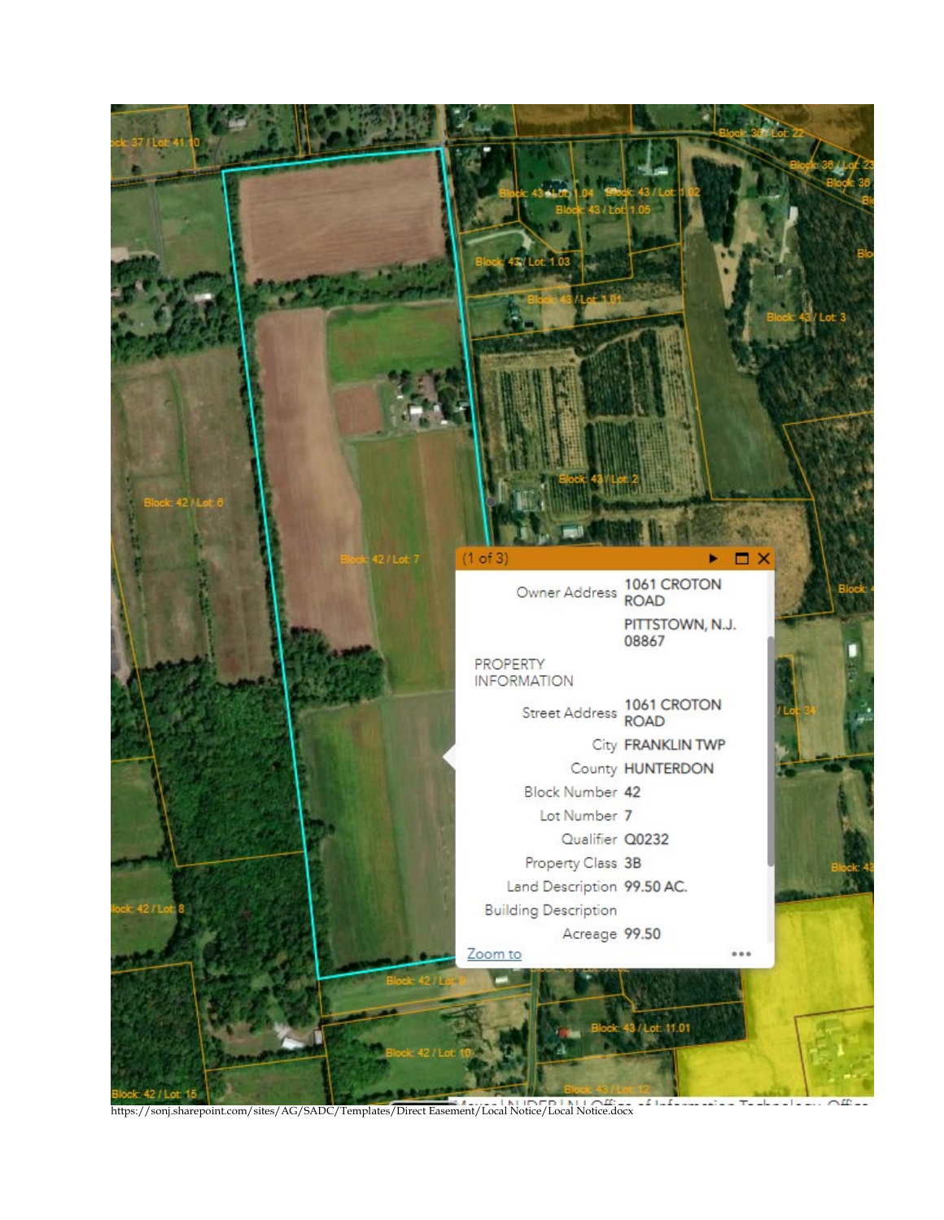(1 of 3)

| | |
|---|---|
| Owner Address | 1061 CROTON ROAD |
| | PITTSTOWN, N.J. 08867 |
| PROPERTY INFORMATION | |
| Street Address | 1061 CROTON ROAD |
| City | FRANKLIN TWP |
| County | HUNTERDON |
| Block Number | 42 |
| Lot Number | 7 |
| Qualifier | Q0232 |
| Property Class | 3B |
| Land Description | 99.50 AC. |
| Building Description | |
| Acreage | 99.50 |

Zoom to

Block: 42 / Lot: 7

Block: 42 / Lot: 6

Block: 42 / Lot: 8

Block: 42 / Lot: 9

Block: 42 / Lot: 10

Block: 42 / Lot: 15

Block: 43 / Lot: 1.01

Block: 43 / Lot: 1.02

Block: 43 / Lot: 1.03

Block: 43 / Lot: 1.04

Block: 43 / Lot: 1.05

Block: 43 / Lot: 2

Block: 43 / Lot: 3

Block: 43 / Lot: 11.01

Block: 43 / Lot: 12

Block: 37 / Lot: 41.10

Block: 36 / Lot: 22

https://sonj.sharepoint.com/sites/AG/SADC/Templates/Direct Easement/Local Notice/Local Notice.docx